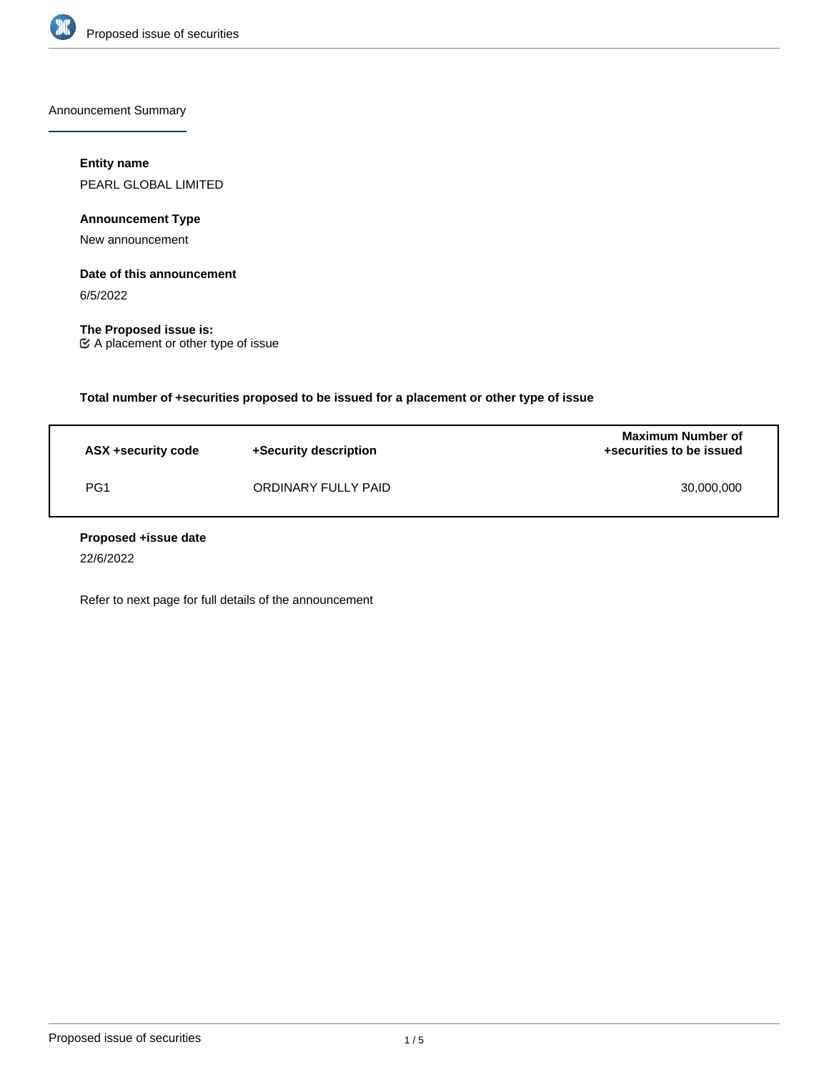Announcement Summary

**Entity name**

PEARL GLOBAL LIMITED

**Announcement Type**

New announcement

**Date of this announcement**

6/5/2022

**The Proposed issue is:**

☑ A placement or other type of issue

**Total number of +securities proposed to be issued for a placement or other type of issue**

| ASX +security code | +Security description | Maximum Number of +securities to be issued |
|---|---|---|
| PG1 | ORDINARY FULLY PAID | 30,000,000 |

**Proposed +issue date**

22/6/2022

Refer to next page for full details of the announcement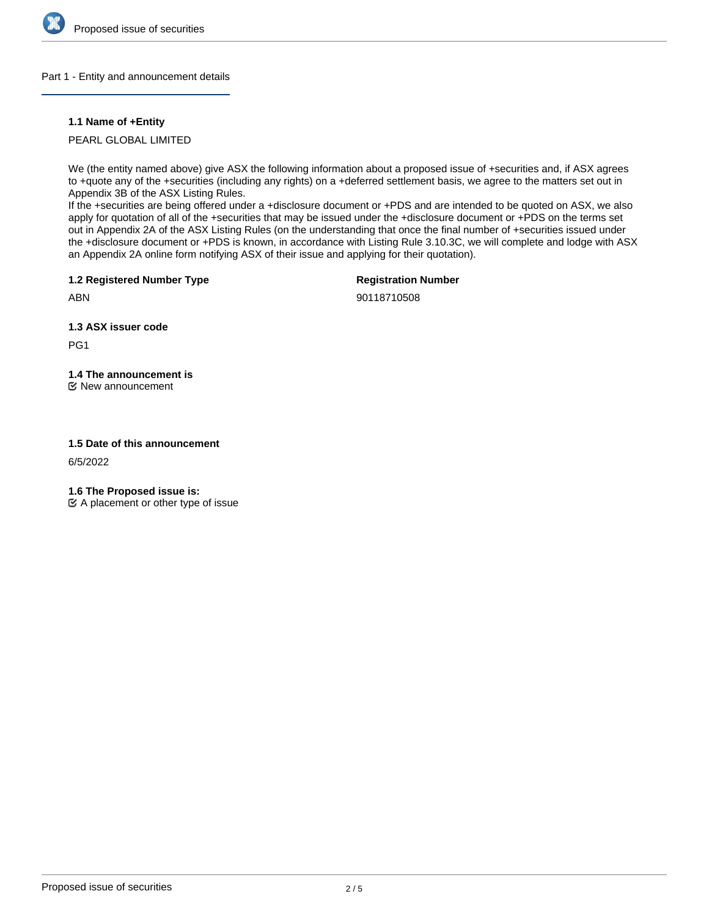## Part 1 - Entity and announcement details

### 1.1 Name of +Entity

PEARL GLOBAL LIMITED

We (the entity named above) give ASX the following information about a proposed issue of +securities and, if ASX agrees to +quote any of the +securities (including any rights) on a +deferred settlement basis, we agree to the matters set out in Appendix 3B of the ASX Listing Rules.
If the +securities are being offered under a +disclosure document or +PDS and are intended to be quoted on ASX, we also apply for quotation of all of the +securities that may be issued under the +disclosure document or +PDS on the terms set out in Appendix 2A of the ASX Listing Rules (on the understanding that once the final number of +securities issued under the +disclosure document or +PDS is known, in accordance with Listing Rule 3.10.3C, we will complete and lodge with ASX an Appendix 2A online form notifying ASX of their issue and applying for their quotation).

### 1.2 Registered Number Type

ABN

**Registration Number**

90118710508

### 1.3 ASX issuer code

PG1

### 1.4 The announcement is

☑ New announcement

### 1.5 Date of this announcement

6/5/2022

### 1.6 The Proposed issue is:

☑ A placement or other type of issue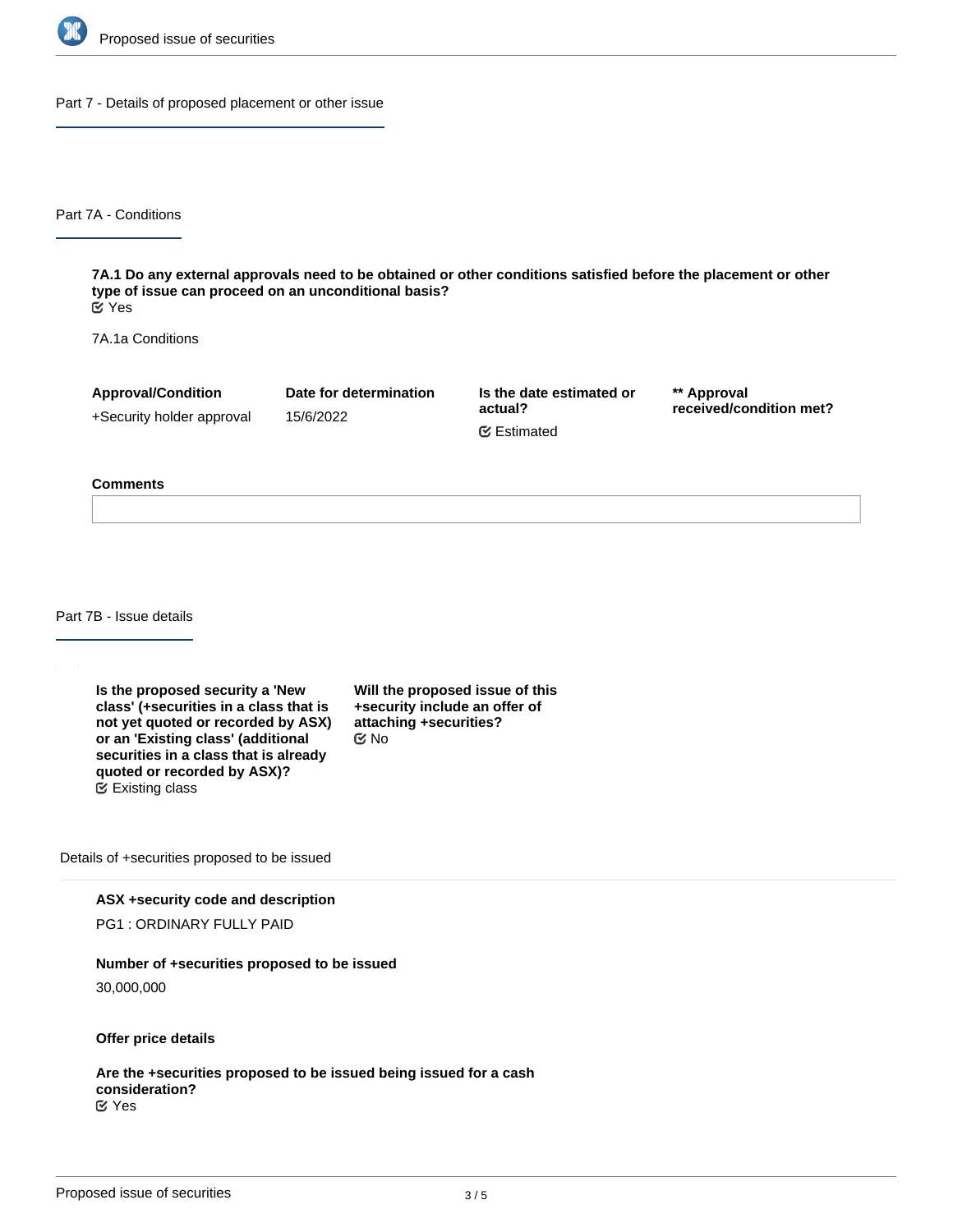## Part 7 - Details of proposed placement or other issue

### Part 7A - Conditions

**7A.1 Do any external approvals need to be obtained or other conditions satisfied before the placement or other type of issue can proceed on an unconditional basis?**
Yes

7A.1a Conditions

| Approval/Condition | Date for determination | Is the date estimated or actual? | ** Approval received/condition met? |
|---|---|---|---|
| +Security holder approval | 15/6/2022 | Estimated | |

**Comments**

### Part 7B - Issue details

**Is the proposed security a 'New class' (+securities in a class that is not yet quoted or recorded by ASX) or an 'Existing class' (additional securities in a class that is already quoted or recorded by ASX)?**
Existing class

**Will the proposed issue of this +security include an offer of attaching +securities?**
No

Details of +securities proposed to be issued

**ASX +security code and description**

PG1 : ORDINARY FULLY PAID

**Number of +securities proposed to be issued**

30,000,000

**Offer price details**

**Are the +securities proposed to be issued being issued for a cash consideration?**
Yes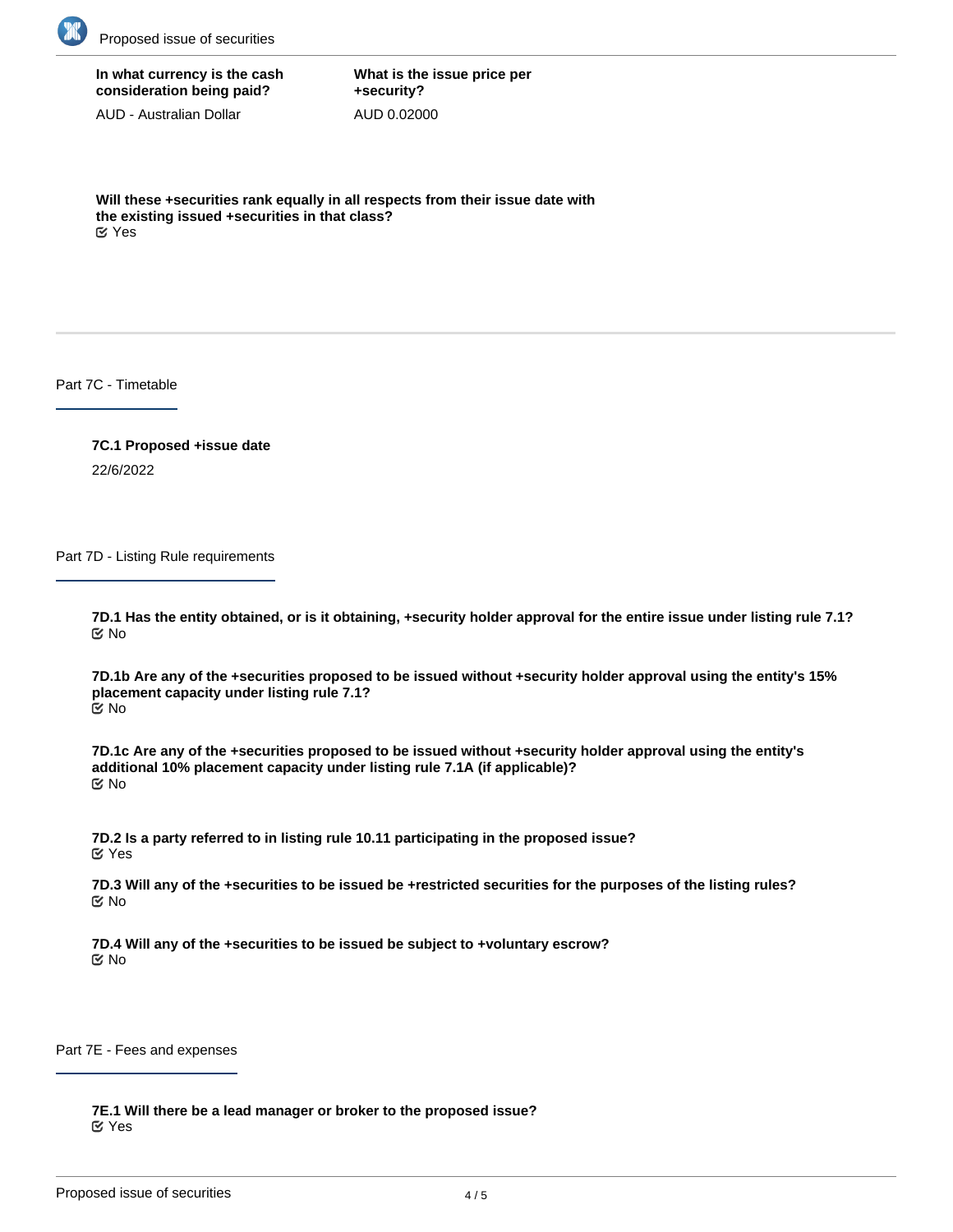**In what currency is the cash consideration being paid?**

AUD - Australian Dollar

**What is the issue price per +security?**

AUD 0.02000

**Will these +securities rank equally in all respects from their issue date with the existing issued +securities in that class?**

☑ Yes

## Part 7C - Timetable

**7C.1 Proposed +issue date**

22/6/2022

## Part 7D - Listing Rule requirements

**7D.1 Has the entity obtained, or is it obtaining, +security holder approval for the entire issue under listing rule 7.1?**

☑ No

**7D.1b Are any of the +securities proposed to be issued without +security holder approval using the entity's 15% placement capacity under listing rule 7.1?**

☑ No

**7D.1c Are any of the +securities proposed to be issued without +security holder approval using the entity's additional 10% placement capacity under listing rule 7.1A (if applicable)?**

☑ No

**7D.2 Is a party referred to in listing rule 10.11 participating in the proposed issue?**

☑ Yes

**7D.3 Will any of the +securities to be issued be +restricted securities for the purposes of the listing rules?**

☑ No

**7D.4 Will any of the +securities to be issued be subject to +voluntary escrow?**

☑ No

## Part 7E - Fees and expenses

**7E.1 Will there be a lead manager or broker to the proposed issue?**

☑ Yes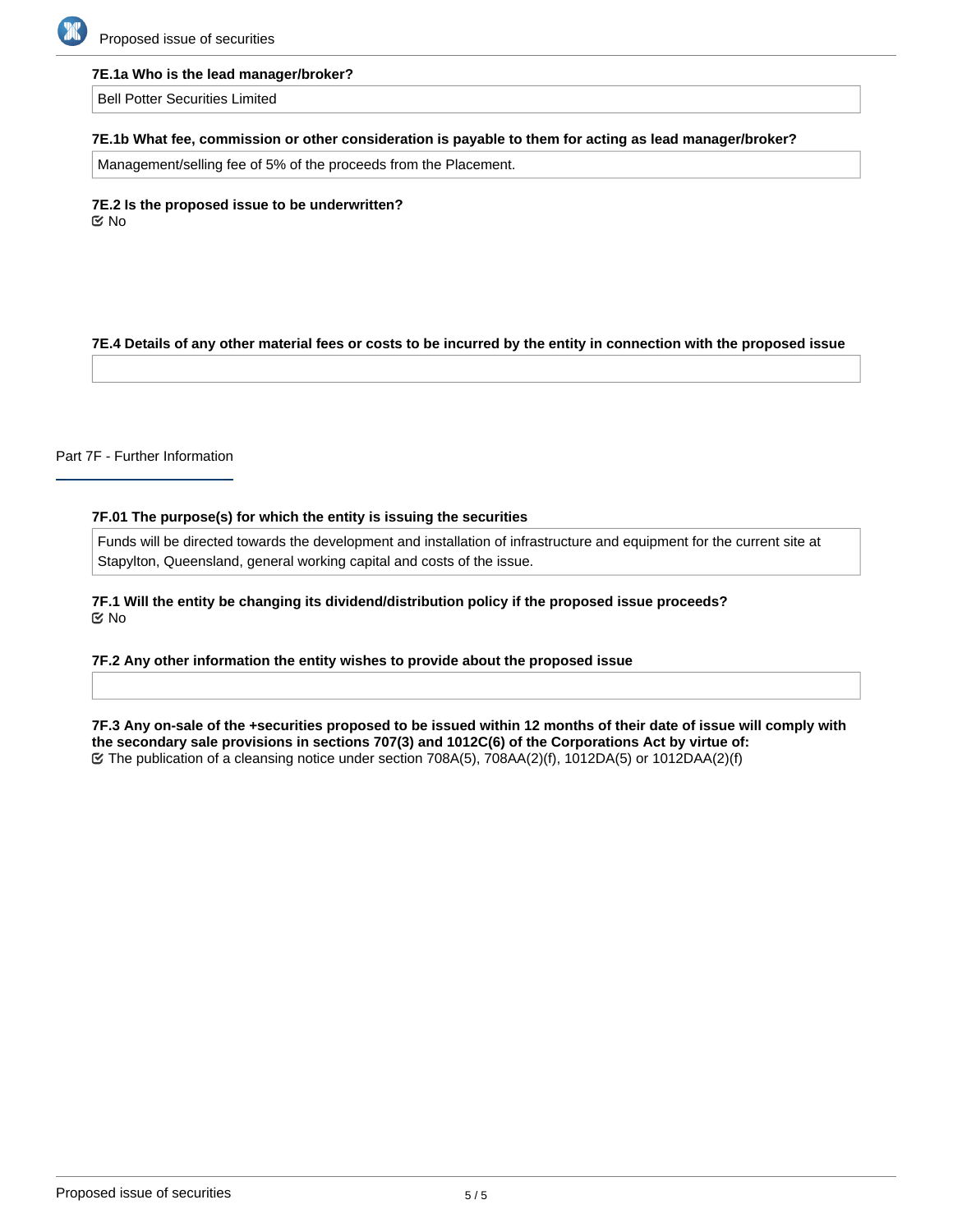**7E.1a Who is the lead manager/broker?**

Bell Potter Securities Limited

**7E.1b What fee, commission or other consideration is payable to them for acting as lead manager/broker?**

Management/selling fee of 5% of the proceeds from the Placement.

**7E.2 Is the proposed issue to be underwritten?**

☑ No

**7E.4 Details of any other material fees or costs to be incurred by the entity in connection with the proposed issue**

## Part 7F - Further Information

**7F.01 The purpose(s) for which the entity is issuing the securities**

Funds will be directed towards the development and installation of infrastructure and equipment for the current site at Stapylton, Queensland, general working capital and costs of the issue.

**7F.1 Will the entity be changing its dividend/distribution policy if the proposed issue proceeds?**

☑ No

**7F.2 Any other information the entity wishes to provide about the proposed issue**

**7F.3 Any on-sale of the +securities proposed to be issued within 12 months of their date of issue will comply with the secondary sale provisions in sections 707(3) and 1012C(6) of the Corporations Act by virtue of:**

☑ The publication of a cleansing notice under section 708A(5), 708AA(2)(f), 1012DA(5) or 1012DAA(2)(f)